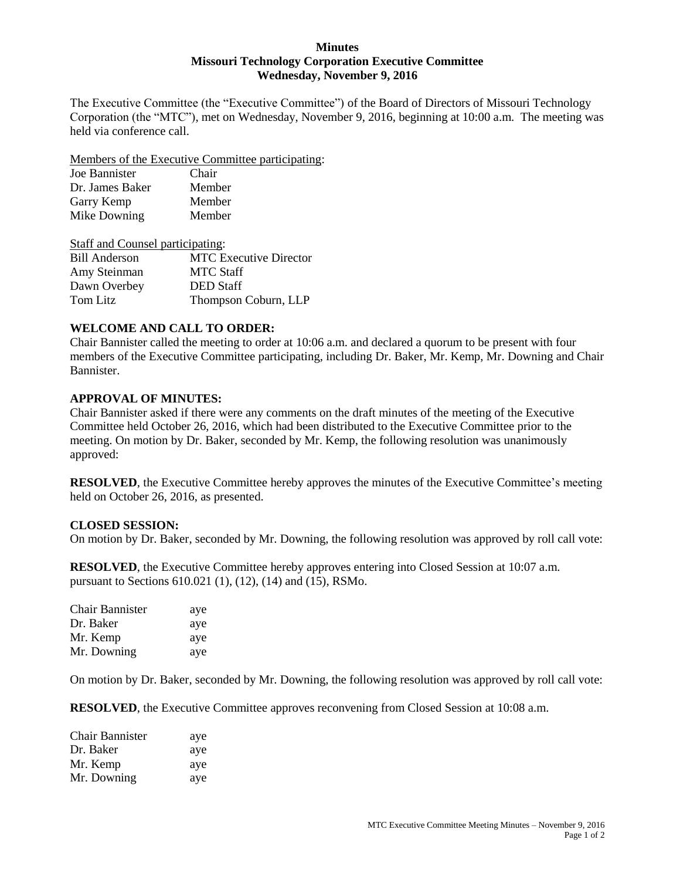**Minutes**
**Missouri Technology Corporation Executive Committee**
**Wednesday, November 9, 2016**

The Executive Committee (the "Executive Committee") of the Board of Directors of Missouri Technology Corporation (the "MTC"), met on Wednesday, November 9, 2016, beginning at 10:00 a.m. The meeting was held via conference call.

Members of the Executive Committee participating:

| | |
|---|---|
| Joe Bannister | Chair |
| Dr. James Baker | Member |
| Garry Kemp | Member |
| Mike Downing | Member |

Staff and Counsel participating:

| | |
|---|---|
| Bill Anderson | MTC Executive Director |
| Amy Steinman | MTC Staff |
| Dawn Overbey | DED Staff |
| Tom Litz | Thompson Coburn, LLP |

**WELCOME AND CALL TO ORDER:**
Chair Bannister called the meeting to order at 10:06 a.m. and declared a quorum to be present with four members of the Executive Committee participating, including Dr. Baker, Mr. Kemp, Mr. Downing and Chair Bannister.

**APPROVAL OF MINUTES:**
Chair Bannister asked if there were any comments on the draft minutes of the meeting of the Executive Committee held October 26, 2016, which had been distributed to the Executive Committee prior to the meeting. On motion by Dr. Baker, seconded by Mr. Kemp, the following resolution was unanimously approved:

**RESOLVED**, the Executive Committee hereby approves the minutes of the Executive Committee's meeting held on October 26, 2016, as presented.

**CLOSED SESSION:**
On motion by Dr. Baker, seconded by Mr. Downing, the following resolution was approved by roll call vote:

**RESOLVED**, the Executive Committee hereby approves entering into Closed Session at 10:07 a.m. pursuant to Sections 610.021 (1), (12), (14) and (15), RSMo.

| | |
|---|---|
| Chair Bannister | aye |
| Dr. Baker | aye |
| Mr. Kemp | aye |
| Mr. Downing | aye |

On motion by Dr. Baker, seconded by Mr. Downing, the following resolution was approved by roll call vote:

**RESOLVED**, the Executive Committee approves reconvening from Closed Session at 10:08 a.m.

| | |
|---|---|
| Chair Bannister | aye |
| Dr. Baker | aye |
| Mr. Kemp | aye |
| Mr. Downing | aye |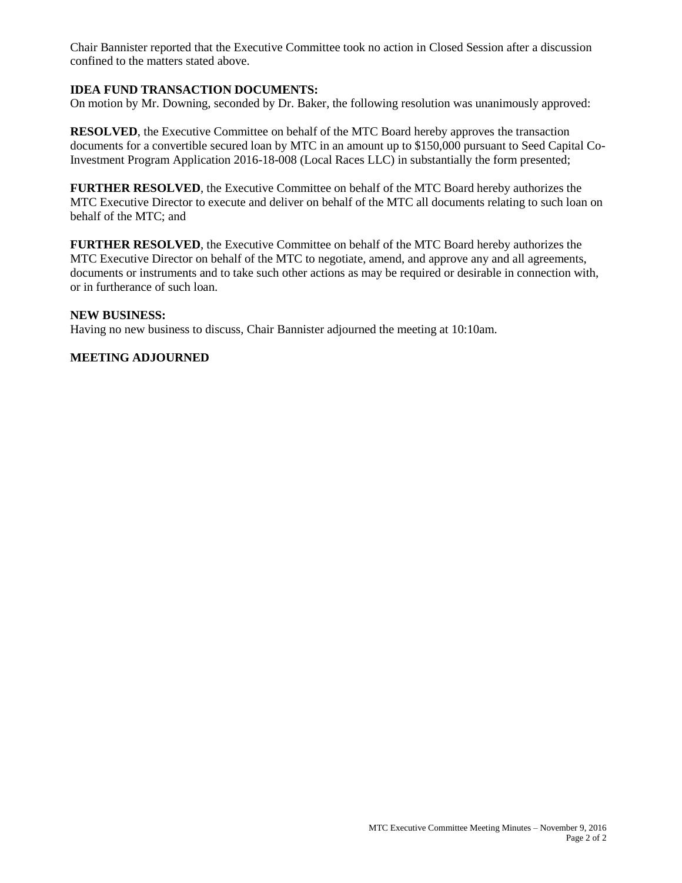Chair Bannister reported that the Executive Committee took no action in Closed Session after a discussion confined to the matters stated above.

**IDEA FUND TRANSACTION DOCUMENTS:**
On motion by Mr. Downing, seconded by Dr. Baker, the following resolution was unanimously approved:

**RESOLVED**, the Executive Committee on behalf of the MTC Board hereby approves the transaction documents for a convertible secured loan by MTC in an amount up to $150,000 pursuant to Seed Capital Co-Investment Program Application 2016-18-008 (Local Races LLC) in substantially the form presented;

**FURTHER RESOLVED**, the Executive Committee on behalf of the MTC Board hereby authorizes the MTC Executive Director to execute and deliver on behalf of the MTC all documents relating to such loan on behalf of the MTC; and

**FURTHER RESOLVED**, the Executive Committee on behalf of the MTC Board hereby authorizes the MTC Executive Director on behalf of the MTC to negotiate, amend, and approve any and all agreements, documents or instruments and to take such other actions as may be required or desirable in connection with, or in furtherance of such loan.

**NEW BUSINESS:**
Having no new business to discuss, Chair Bannister adjourned the meeting at 10:10am.

**MEETING ADJOURNED**